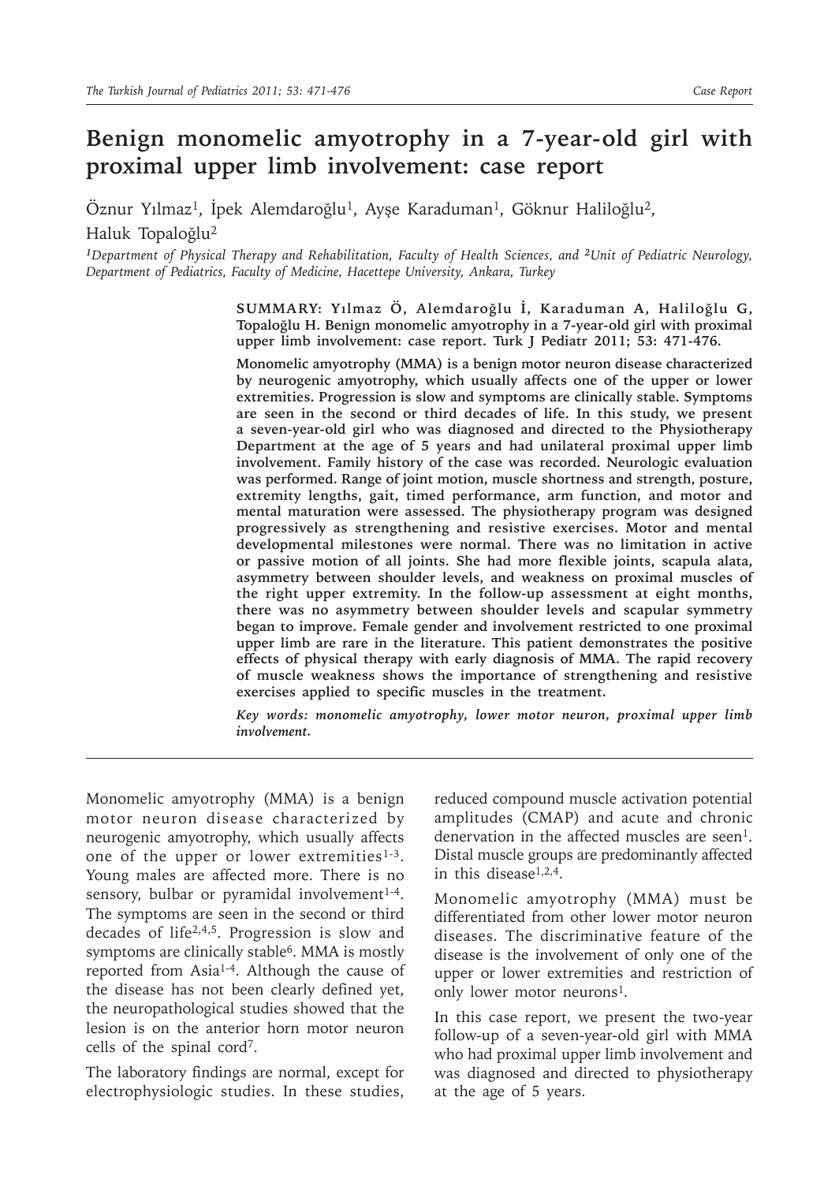# Benign monomelic amyotrophy in a 7-year-old girl with proximal upper limb involvement: case report

Öznur Yılmaz[1], İpek Alemdaroğlu[1], Ayşe Karaduman[1], Göknur Haliloğlu[2], Haluk Topaloğlu[2]

*[1]Department of Physical Therapy and Rehabilitation, Faculty of Health Sciences, and [2]Unit of Pediatric Neurology, Department of Pediatrics, Faculty of Medicine, Hacettepe University, Ankara, Turkey*

**SUMMARY: Yılmaz Ö, Alemdaroğlu İ, Karaduman A, Haliloğlu G, Topaloğlu H. Benign monomelic amyotrophy in a 7-year-old girl with proximal upper limb involvement: case report. Turk J Pediatr 2011; 53: 471-476.**

**Monomelic amyotrophy (MMA) is a benign motor neuron disease characterized by neurogenic amyotrophy, which usually affects one of the upper or lower extremities. Progression is slow and symptoms are clinically stable. Symptoms are seen in the second or third decades of life. In this study, we present a seven-year-old girl who was diagnosed and directed to the Physiotherapy Department at the age of 5 years and had unilateral proximal upper limb involvement. Family history of the case was recorded. Neurologic evaluation was performed. Range of joint motion, muscle shortness and strength, posture, extremity lengths, gait, timed performance, arm function, and motor and mental maturation were assessed. The physiotherapy program was designed progressively as strengthening and resistive exercises. Motor and mental developmental milestones were normal. There was no limitation in active or passive motion of all joints. She had more flexible joints, scapula alata, asymmetry between shoulder levels, and weakness on proximal muscles of the right upper extremity. In the follow-up assessment at eight months, there was no asymmetry between shoulder levels and scapular symmetry began to improve. Female gender and involvement restricted to one proximal upper limb are rare in the literature. This patient demonstrates the positive effects of physical therapy with early diagnosis of MMA. The rapid recovery of muscle weakness shows the importance of strengthening and resistive exercises applied to specific muscles in the treatment.**

***Key words: monomelic amyotrophy, lower motor neuron, proximal upper limb involvement.***

---

Monomelic amyotrophy (MMA) is a benign motor neuron disease characterized by neurogenic amyotrophy, which usually affects one of the upper or lower extremities[1-3]. Young males are affected more. There is no sensory, bulbar or pyramidal involvement[1-4]. The symptoms are seen in the second or third decades of life[2,4,5]. Progression is slow and symptoms are clinically stable[6]. MMA is mostly reported from Asia[1-4]. Although the cause of the disease has not been clearly defined yet, the neuropathological studies showed that the lesion is on the anterior horn motor neuron cells of the spinal cord[7].

The laboratory findings are normal, except for electrophysiologic studies. In these studies, reduced compound muscle activation potential amplitudes (CMAP) and acute and chronic denervation in the affected muscles are seen[1]. Distal muscle groups are predominantly affected in this disease[1,2,4].

Monomelic amyotrophy (MMA) must be differentiated from other lower motor neuron diseases. The discriminative feature of the disease is the involvement of only one of the upper or lower extremities and restriction of only lower motor neurons[1].

In this case report, we present the two-year follow-up of a seven-year-old girl with MMA who had proximal upper limb involvement and was diagnosed and directed to physiotherapy at the age of 5 years.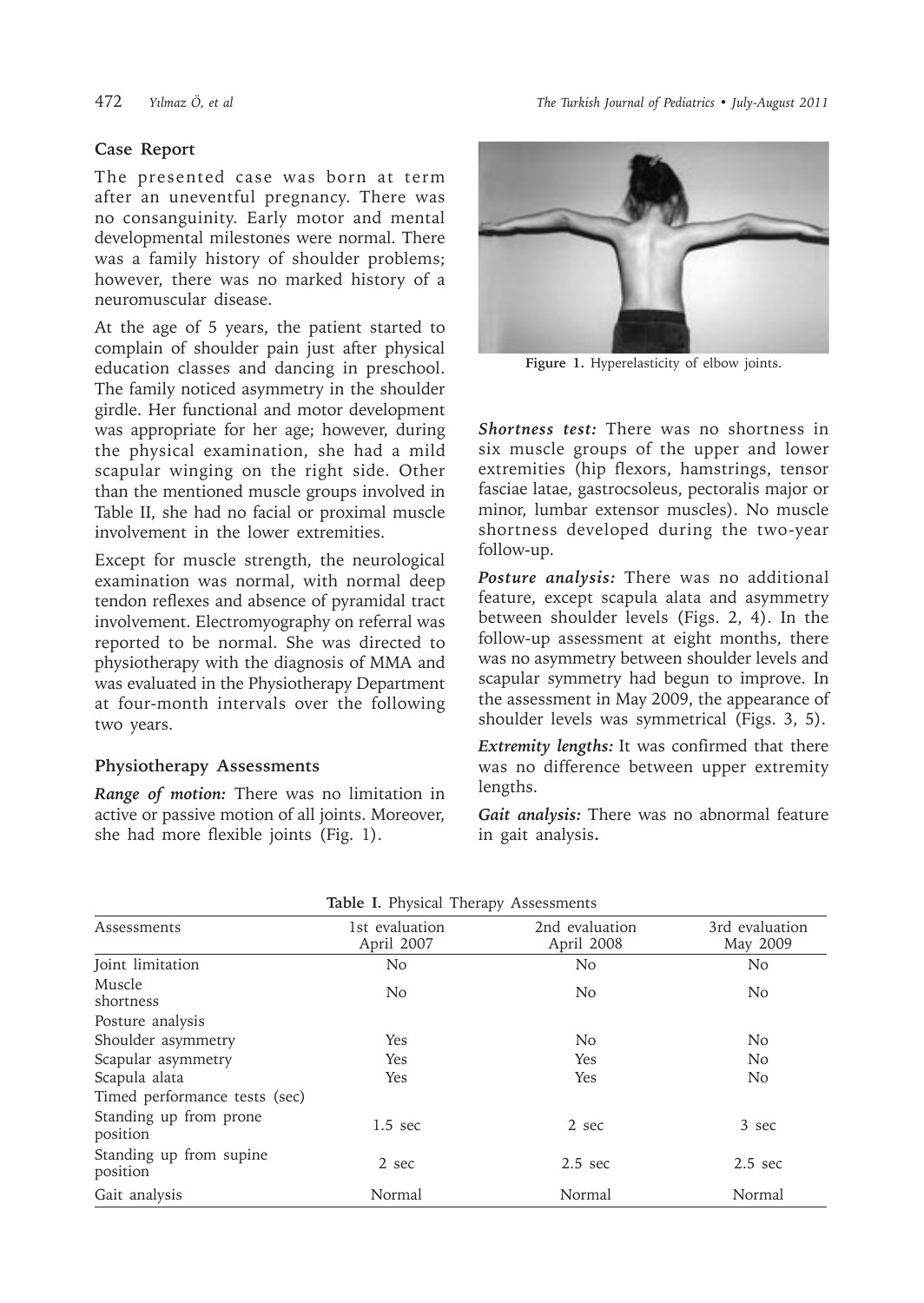## Case Report

The presented case was born at term after an uneventful pregnancy. There was no consanguinity. Early motor and mental developmental milestones were normal. There was a family history of shoulder problems; however, there was no marked history of a neuromuscular disease.

At the age of 5 years, the patient started to complain of shoulder pain just after physical education classes and dancing in preschool. The family noticed asymmetry in the shoulder girdle. Her functional and motor development was appropriate for her age; however, during the physical examination, she had a mild scapular winging on the right side. Other than the mentioned muscle groups involved in Table II, she had no facial or proximal muscle involvement in the lower extremities.

Except for muscle strength, the neurological examination was normal, with normal deep tendon reflexes and absence of pyramidal tract involvement. Electromyography on referral was reported to be normal. She was directed to physiotherapy with the diagnosis of MMA and was evaluated in the Physiotherapy Department at four-month intervals over the following two years.

### Physiotherapy Assessments

***Range of motion:*** There was no limitation in active or passive motion of all joints. Moreover, she had more flexible joints (Fig. 1).

Figure 1. Hyperelasticity of elbow joints.

***Shortness test:*** There was no shortness in six muscle groups of the upper and lower extremities (hip flexors, hamstrings, tensor fasciae latae, gastrocsoleus, pectoralis major or minor, lumbar extensor muscles). No muscle shortness developed during the two-year follow-up.

***Posture analysis:*** There was no additional feature, except scapula alata and asymmetry between shoulder levels (Figs. 2, 4). In the follow-up assessment at eight months, there was no asymmetry between shoulder levels and scapular symmetry had begun to improve. In the assessment in May 2009, the appearance of shoulder levels was symmetrical (Figs. 3, 5).

***Extremity lengths:*** It was confirmed that there was no difference between upper extremity lengths.

***Gait analysis:*** There was no abnormal feature in gait analysis**.**

**Table I.** Physical Therapy Assessments

| Assessments | 1st evaluation April 2007 | 2nd evaluation April 2008 | 3rd evaluation May 2009 |
|---|---|---|---|
| Joint limitation | No | No | No |
| Muscle shortness | No | No | No |
| Posture analysis | | | |
| Shoulder asymmetry | Yes | No | No |
| Scapular asymmetry | Yes | Yes | No |
| Scapula alata | Yes | Yes | No |
| Timed performance tests (sec) | | | |
| Standing up from prone position | 1.5 sec | 2 sec | 3 sec |
| Standing up from supine position | 2 sec | 2.5 sec | 2.5 sec |
| Gait analysis | Normal | Normal | Normal |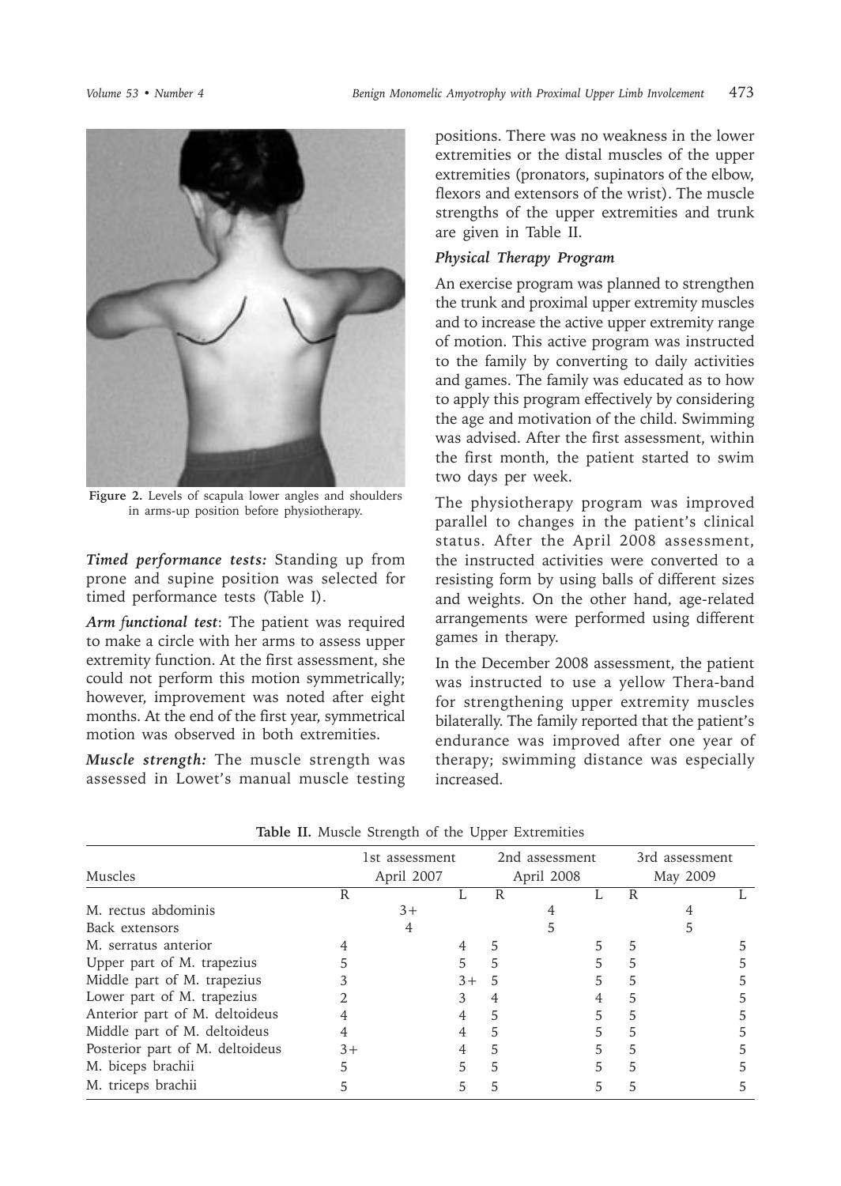Figure 2. Levels of scapula lower angles and shoulders in arms-up position before physiotherapy.

***Timed performance tests:*** Standing up from prone and supine position was selected for timed performance tests (Table I).

***Arm functional test***: The patient was required to make a circle with her arms to assess upper extremity function. At the first assessment, she could not perform this motion symmetrically; however, improvement was noted after eight months. At the end of the first year, symmetrical motion was observed in both extremities.

***Muscle strength:*** The muscle strength was assessed in Lowet's manual muscle testing positions. There was no weakness in the lower extremities or the distal muscles of the upper extremities (pronators, supinators of the elbow, flexors and extensors of the wrist). The muscle strengths of the upper extremities and trunk are given in Table II.

### *Physical Therapy Program*

An exercise program was planned to strengthen the trunk and proximal upper extremity muscles and to increase the active upper extremity range of motion. This active program was instructed to the family by converting to daily activities and games. The family was educated as to how to apply this program effectively by considering the age and motivation of the child. Swimming was advised. After the first assessment, within the first month, the patient started to swim two days per week.

The physiotherapy program was improved parallel to changes in the patient's clinical status. After the April 2008 assessment, the instructed activities were converted to a resisting form by using balls of different sizes and weights. On the other hand, age-related arrangements were performed using different games in therapy.

In the December 2008 assessment, the patient was instructed to use a yellow Thera-band for strengthening upper extremity muscles bilaterally. The family reported that the patient's endurance was improved after one year of therapy; swimming distance was especially increased.

**Table II.** Muscle Strength of the Upper Extremities

| Muscles | 1st assessment April 2007 | | 2nd assessment April 2008 | | 3rd assessment May 2009 | |
|---|---|---|---|---|---|---|
| | R | L | R | L | R | L |
| M. rectus abdominis | 3+ | | 4 | | 4 | |
| Back extensors | 4 | | 5 | | 5 | |
| M. serratus anterior | 4 | 4 | 5 | 5 | 5 | 5 |
| Upper part of M. trapezius | 5 | 5 | 5 | 5 | 5 | 5 |
| Middle part of M. trapezius | 3 | 3+ | 5 | 5 | 5 | 5 |
| Lower part of M. trapezius | 2 | 3 | 4 | 4 | 5 | 5 |
| Anterior part of M. deltoideus | 4 | 4 | 5 | 5 | 5 | 5 |
| Middle part of M. deltoideus | 4 | 4 | 5 | 5 | 5 | 5 |
| Posterior part of M. deltoideus | 3+ | 4 | 5 | 5 | 5 | 5 |
| M. biceps brachii | 5 | 5 | 5 | 5 | 5 | 5 |
| M. triceps brachii | 5 | 5 | 5 | 5 | 5 | 5 |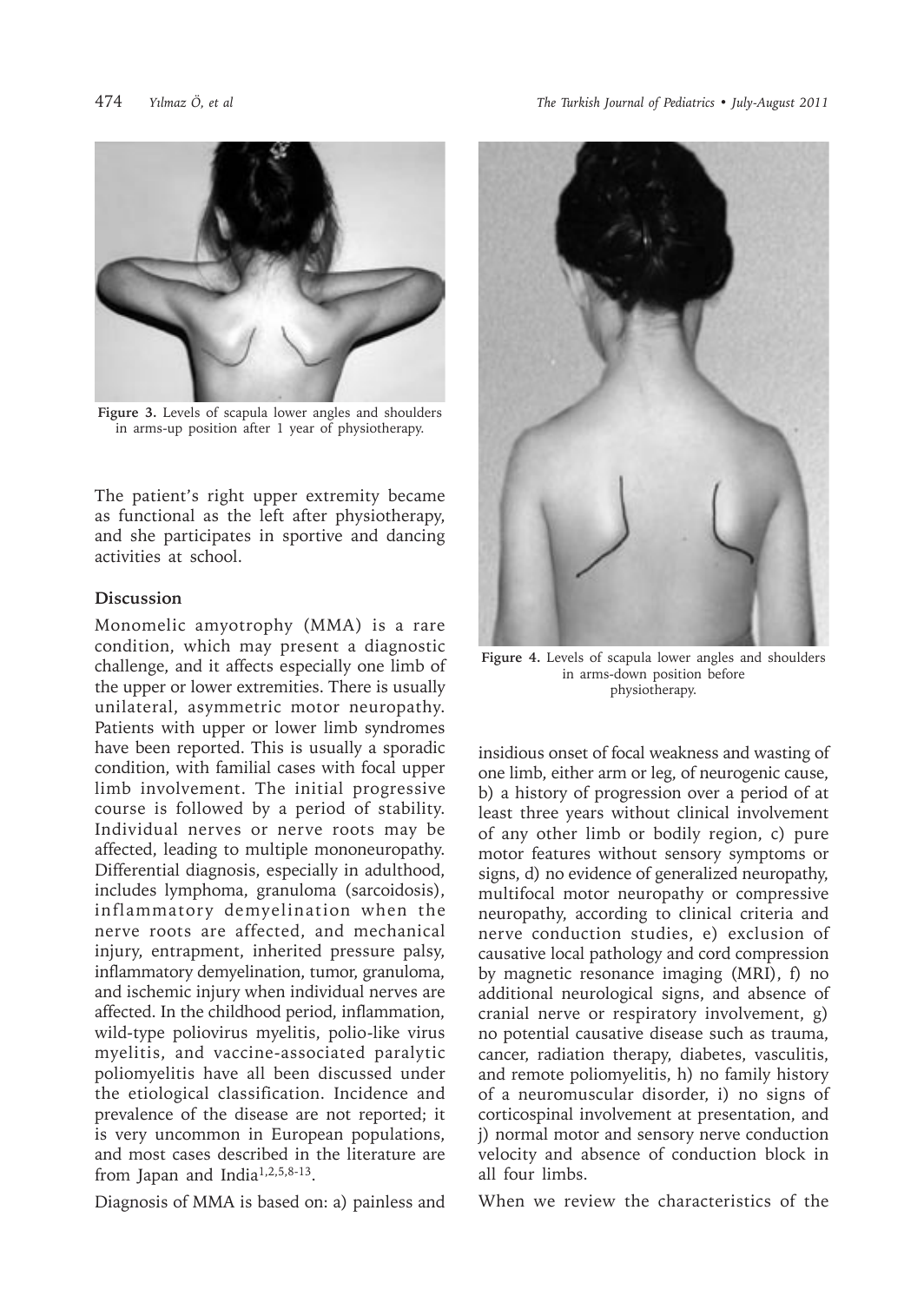**Figure 3.** Levels of scapula lower angles and shoulders in arms-up position after 1 year of physiotherapy.

The patient's right upper extremity became as functional as the left after physiotherapy, and she participates in sportive and dancing activities at school.

## Discussion

Monomelic amyotrophy (MMA) is a rare condition, which may present a diagnostic challenge, and it affects especially one limb of the upper or lower extremities. There is usually unilateral, asymmetric motor neuropathy. Patients with upper or lower limb syndromes have been reported. This is usually a sporadic condition, with familial cases with focal upper limb involvement. The initial progressive course is followed by a period of stability. Individual nerves or nerve roots may be affected, leading to multiple mononeuropathy. Differential diagnosis, especially in adulthood, includes lymphoma, granuloma (sarcoidosis), inflammatory demyelination when the nerve roots are affected, and mechanical injury, entrapment, inherited pressure palsy, inflammatory demyelination, tumor, granuloma, and ischemic injury when individual nerves are affected. In the childhood period, inflammation, wild-type poliovirus myelitis, polio-like virus myelitis, and vaccine-associated paralytic poliomyelitis have all been discussed under the etiological classification. Incidence and prevalence of the disease are not reported; it is very uncommon in European populations, and most cases described in the literature are from Japan and India[1,2,5,8-13].

Diagnosis of MMA is based on: a) painless and insidious onset of focal weakness and wasting of one limb, either arm or leg, of neurogenic cause, b) a history of progression over a period of at least three years without clinical involvement of any other limb or bodily region, c) pure motor features without sensory symptoms or signs, d) no evidence of generalized neuropathy, multifocal motor neuropathy or compressive neuropathy, according to clinical criteria and nerve conduction studies, e) exclusion of causative local pathology and cord compression by magnetic resonance imaging (MRI), f) no additional neurological signs, and absence of cranial nerve or respiratory involvement, g) no potential causative disease such as trauma, cancer, radiation therapy, diabetes, vasculitis, and remote poliomyelitis, h) no family history of a neuromuscular disorder, i) no signs of corticospinal involvement at presentation, and j) normal motor and sensory nerve conduction velocity and absence of conduction block in all four limbs.

**Figure 4.** Levels of scapula lower angles and shoulders in arms-down position before physiotherapy.

When we review the characteristics of the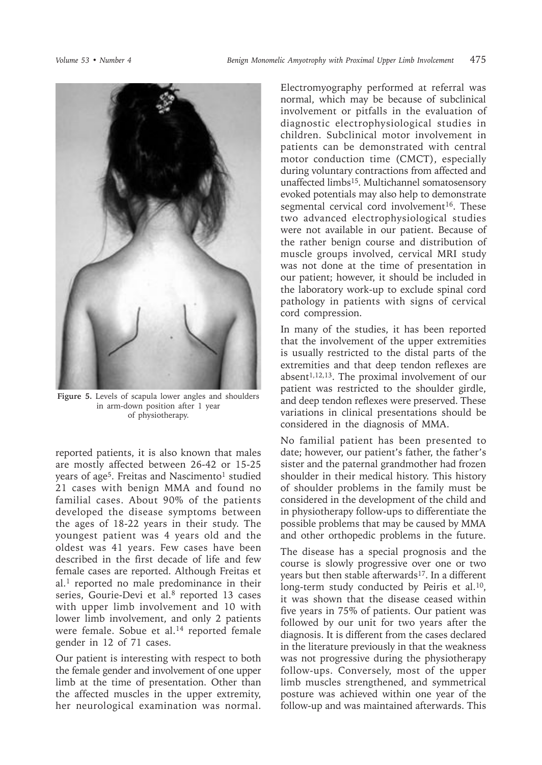Figure 5. Levels of scapula lower angles and shoulders in arm-down position after 1 year of physiotherapy.

reported patients, it is also known that males are mostly affected between 26-42 or 15-25 years of age[5]. Freitas and Nascimento[1] studied 21 cases with benign MMA and found no familial cases. About 90% of the patients developed the disease symptoms between the ages of 18-22 years in their study. The youngest patient was 4 years old and the oldest was 41 years. Few cases have been described in the first decade of life and few female cases are reported. Although Freitas et al.[1] reported no male predominance in their series, Gourie-Devi et al.[8] reported 13 cases with upper limb involvement and 10 with lower limb involvement, and only 2 patients were female. Sobue et al.[14] reported female gender in 12 of 71 cases.

Our patient is interesting with respect to both the female gender and involvement of one upper limb at the time of presentation. Other than the affected muscles in the upper extremity, her neurological examination was normal. Electromyography performed at referral was normal, which may be because of subclinical involvement or pitfalls in the evaluation of diagnostic electrophysiological studies in children. Subclinical motor involvement in patients can be demonstrated with central motor conduction time (CMCT), especially during voluntary contractions from affected and unaffected limbs[15]. Multichannel somatosensory evoked potentials may also help to demonstrate segmental cervical cord involvement[16]. These two advanced electrophysiological studies were not available in our patient. Because of the rather benign course and distribution of muscle groups involved, cervical MRI study was not done at the time of presentation in our patient; however, it should be included in the laboratory work-up to exclude spinal cord pathology in patients with signs of cervical cord compression.

In many of the studies, it has been reported that the involvement of the upper extremities is usually restricted to the distal parts of the extremities and that deep tendon reflexes are absent[1,12,13]. The proximal involvement of our patient was restricted to the shoulder girdle, and deep tendon reflexes were preserved. These variations in clinical presentations should be considered in the diagnosis of MMA.

No familial patient has been presented to date; however, our patient's father, the father's sister and the paternal grandmother had frozen shoulder in their medical history. This history of shoulder problems in the family must be considered in the development of the child and in physiotherapy follow-ups to differentiate the possible problems that may be caused by MMA and other orthopedic problems in the future.

The disease has a special prognosis and the course is slowly progressive over one or two years but then stable afterwards[17]. In a different long-term study conducted by Peiris et al.[10], it was shown that the disease ceased within five years in 75% of patients. Our patient was followed by our unit for two years after the diagnosis. It is different from the cases declared in the literature previously in that the weakness was not progressive during the physiotherapy follow-ups. Conversely, most of the upper limb muscles strengthened, and symmetrical posture was achieved within one year of the follow-up and was maintained afterwards. This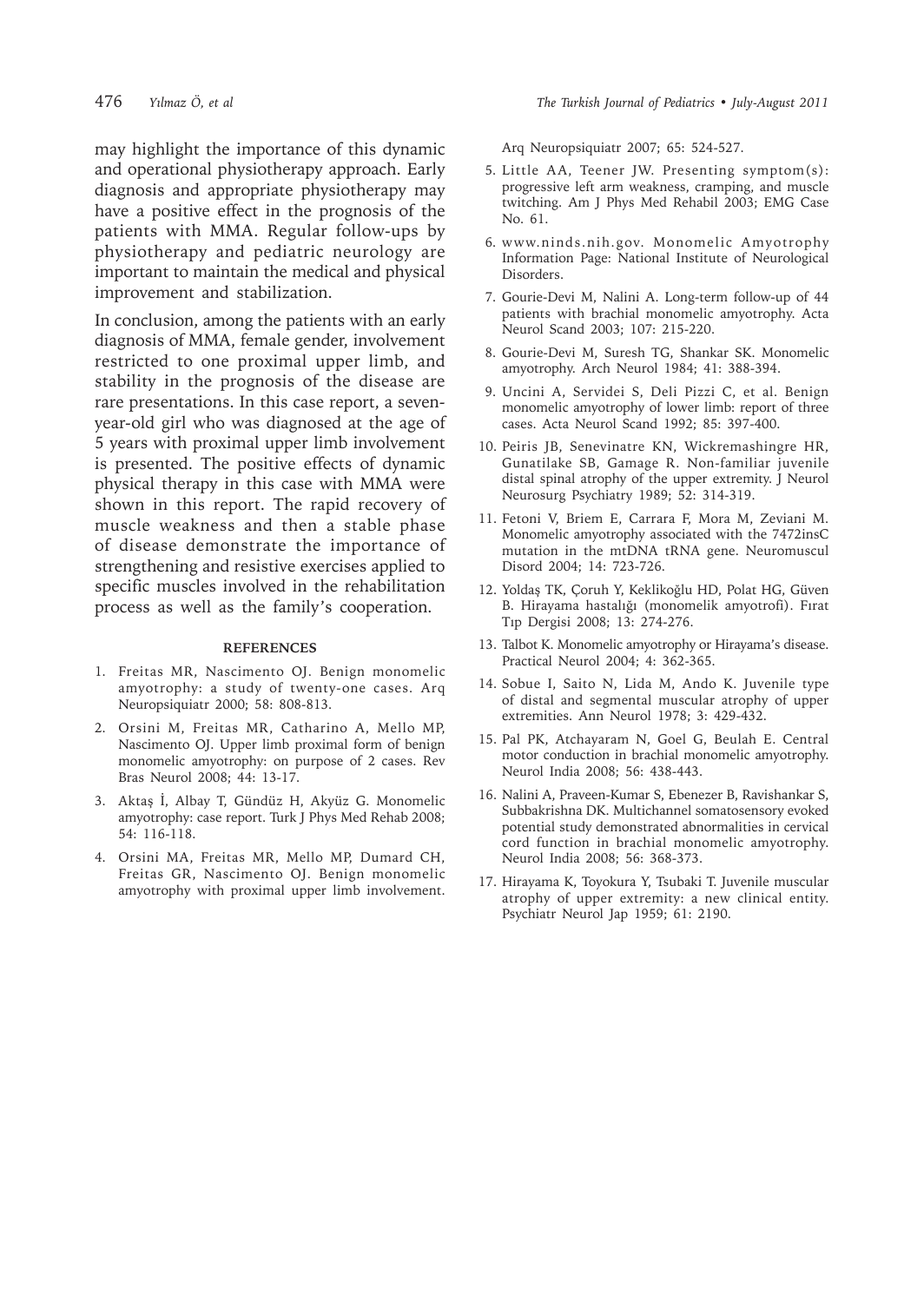may highlight the importance of this dynamic and operational physiotherapy approach. Early diagnosis and appropriate physiotherapy may have a positive effect in the prognosis of the patients with MMA. Regular follow-ups by physiotherapy and pediatric neurology are important to maintain the medical and physical improvement and stabilization.

In conclusion, among the patients with an early diagnosis of MMA, female gender, involvement restricted to one proximal upper limb, and stability in the prognosis of the disease are rare presentations. In this case report, a seven-year-old girl who was diagnosed at the age of 5 years with proximal upper limb involvement is presented. The positive effects of dynamic physical therapy in this case with MMA were shown in this report. The rapid recovery of muscle weakness and then a stable phase of disease demonstrate the importance of strengthening and resistive exercises applied to specific muscles involved in the rehabilitation process as well as the family's cooperation.

## REFERENCES

1. Freitas MR, Nascimento OJ. Benign monomelic amyotrophy: a study of twenty-one cases. Arq Neuropsiquiatr 2000; 58: 808-813.
2. Orsini M, Freitas MR, Catharino A, Mello MP, Nascimento OJ. Upper limb proximal form of benign monomelic amyotrophy: on purpose of 2 cases. Rev Bras Neurol 2008; 44: 13-17.
3. Aktaş İ, Albay T, Gündüz H, Akyüz G. Monomelic amyotrophy: case report. Turk J Phys Med Rehab 2008; 54: 116-118.
4. Orsini MA, Freitas MR, Mello MP, Dumard CH, Freitas GR, Nascimento OJ. Benign monomelic amyotrophy with proximal upper limb involvement. Arq Neuropsiquiatr 2007; 65: 524-527.
5. Little AA, Teener JW. Presenting symptom(s): progressive left arm weakness, cramping, and muscle twitching. Am J Phys Med Rehabil 2003; EMG Case No. 61.
6. www.ninds.nih.gov. Monomelic Amyotrophy Information Page: National Institute of Neurological Disorders.
7. Gourie-Devi M, Nalini A. Long-term follow-up of 44 patients with brachial monomelic amyotrophy. Acta Neurol Scand 2003; 107: 215-220.
8. Gourie-Devi M, Suresh TG, Shankar SK. Monomelic amyotrophy. Arch Neurol 1984; 41: 388-394.
9. Uncini A, Servidei S, Deli Pizzi C, et al. Benign monomelic amyotrophy of lower limb: report of three cases. Acta Neurol Scand 1992; 85: 397-400.
10. Peiris JB, Senevinatre KN, Wickremashingre HR, Gunatilake SB, Gamage R. Non-familiar juvenile distal spinal atrophy of the upper extremity. J Neurol Neurosurg Psychiatry 1989; 52: 314-319.
11. Fetoni V, Briem E, Carrara F, Mora M, Zeviani M. Monomelic amyotrophy associated with the 7472insC mutation in the mtDNA tRNA gene. Neuromuscul Disord 2004; 14: 723-726.
12. Yoldaş TK, Çoruh Y, Keklikoğlu HD, Polat HG, Güven B. Hirayama hastalığı (monomelik amyotrofi). Fırat Tıp Dergisi 2008; 13: 274-276.
13. Talbot K. Monomelic amyotrophy or Hirayama's disease. Practical Neurol 2004; 4: 362-365.
14. Sobue I, Saito N, Lida M, Ando K. Juvenile type of distal and segmental muscular atrophy of upper extremities. Ann Neurol 1978; 3: 429-432.
15. Pal PK, Atchayaram N, Goel G, Beulah E. Central motor conduction in brachial monomelic amyotrophy. Neurol India 2008; 56: 438-443.
16. Nalini A, Praveen-Kumar S, Ebenezer B, Ravishankar S, Subbakrishna DK. Multichannel somatosensory evoked potential study demonstrated abnormalities in cervical cord function in brachial monomelic amyotrophy. Neurol India 2008; 56: 368-373.
17. Hirayama K, Toyokura Y, Tsubaki T. Juvenile muscular atrophy of upper extremity: a new clinical entity. Psychiatr Neurol Jap 1959; 61: 2190.